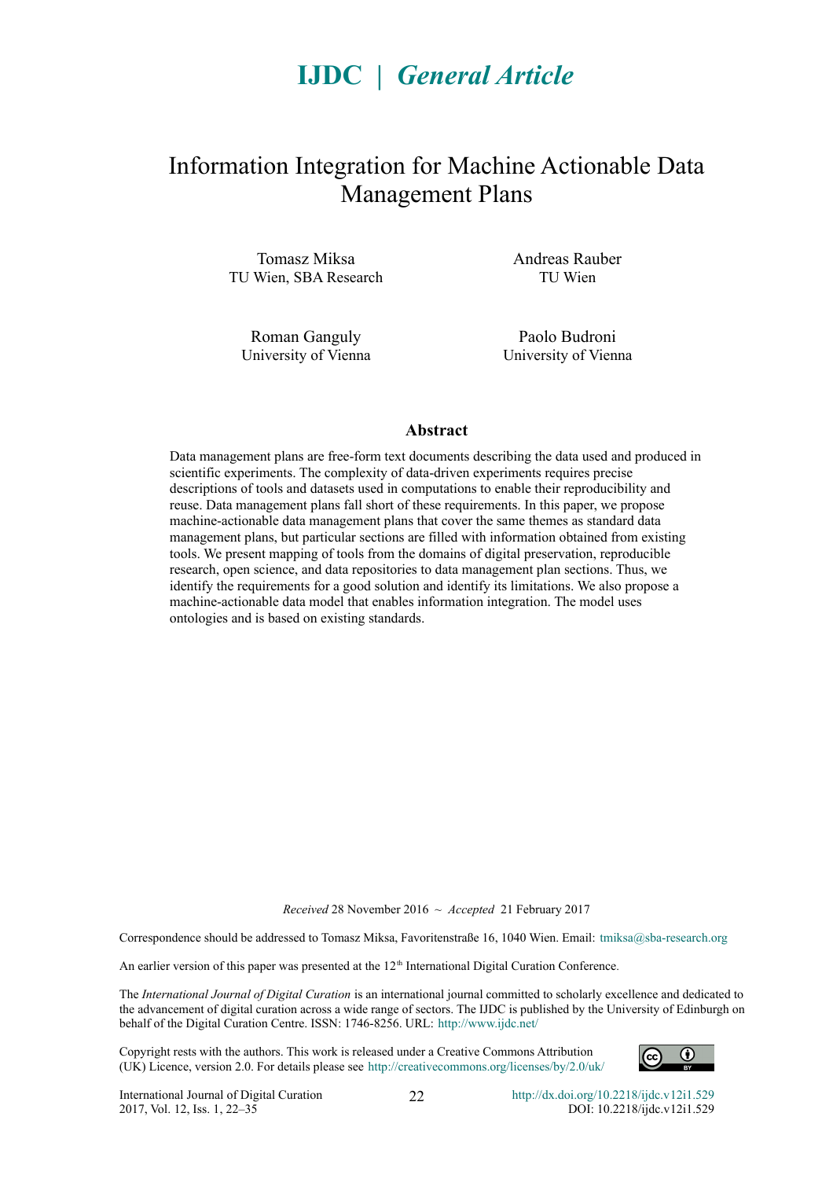**IJDC | *General Article***

# Information Integration for Machine Actionable Data Management Plans

Tomasz Miksa
TU Wien, SBA Research

Andreas Rauber
TU Wien

Roman Ganguly
University of Vienna

Paolo Budroni
University of Vienna

## Abstract

Data management plans are free-form text documents describing the data used and produced in scientific experiments. The complexity of data-driven experiments requires precise descriptions of tools and datasets used in computations to enable their reproducibility and reuse. Data management plans fall short of these requirements. In this paper, we propose machine-actionable data management plans that cover the same themes as standard data management plans, but particular sections are filled with information obtained from existing tools. We present mapping of tools from the domains of digital preservation, reproducible research, open science, and data repositories to data management plan sections. Thus, we identify the requirements for a good solution and identify its limitations. We also propose a machine-actionable data model that enables information integration. The model uses ontologies and is based on existing standards.

*Received* 28 November 2016 ~ *Accepted* 21 February 2017

Correspondence should be addressed to Tomasz Miksa, Favoritenstraße 16, 1040 Wien. Email: tmiksa@sba-research.org

An earlier version of this paper was presented at the 12th International Digital Curation Conference.

The *International Journal of Digital Curation* is an international journal committed to scholarly excellence and dedicated to the advancement of digital curation across a wide range of sectors. The IJDC is published by the University of Edinburgh on behalf of the Digital Curation Centre. ISSN: 1746-8256. URL: http://www.ijdc.net/

Copyright rests with the authors. This work is released under a Creative Commons Attribution (UK) Licence, version 2.0. For details please see http://creativecommons.org/licenses/by/2.0/uk/

http://dx.doi.org/10.2218/ijdc.v12i1.529
DOI: 10.2218/ijdc.v12i1.529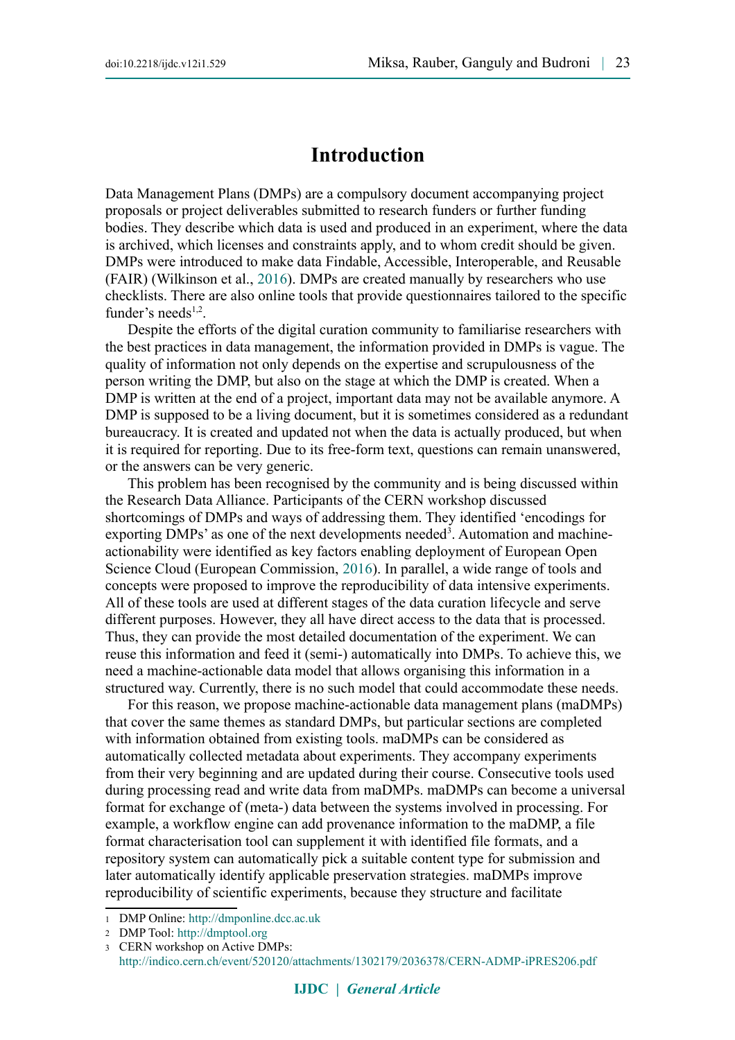# Introduction

Data Management Plans (DMPs) are a compulsory document accompanying project proposals or project deliverables submitted to research funders or further funding bodies. They describe which data is used and produced in an experiment, where the data is archived, which licenses and constraints apply, and to whom credit should be given. DMPs were introduced to make data Findable, Accessible, Interoperable, and Reusable (FAIR) (Wilkinson et al., 2016). DMPs are created manually by researchers who use checklists. There are also online tools that provide questionnaires tailored to the specific funder's needs[1,2].

Despite the efforts of the digital curation community to familiarise researchers with the best practices in data management, the information provided in DMPs is vague. The quality of information not only depends on the expertise and scrupulousness of the person writing the DMP, but also on the stage at which the DMP is created. When a DMP is written at the end of a project, important data may not be available anymore. A DMP is supposed to be a living document, but it is sometimes considered as a redundant bureaucracy. It is created and updated not when the data is actually produced, but when it is required for reporting. Due to its free-form text, questions can remain unanswered, or the answers can be very generic.

This problem has been recognised by the community and is being discussed within the Research Data Alliance. Participants of the CERN workshop discussed shortcomings of DMPs and ways of addressing them. They identified 'encodings for exporting DMPs' as one of the next developments needed[3]. Automation and machine-actionability were identified as key factors enabling deployment of European Open Science Cloud (European Commission, 2016). In parallel, a wide range of tools and concepts were proposed to improve the reproducibility of data intensive experiments. All of these tools are used at different stages of the data curation lifecycle and serve different purposes. However, they all have direct access to the data that is processed. Thus, they can provide the most detailed documentation of the experiment. We can reuse this information and feed it (semi-) automatically into DMPs. To achieve this, we need a machine-actionable data model that allows organising this information in a structured way. Currently, there is no such model that could accommodate these needs.

For this reason, we propose machine-actionable data management plans (maDMPs) that cover the same themes as standard DMPs, but particular sections are completed with information obtained from existing tools. maDMPs can be considered as automatically collected metadata about experiments. They accompany experiments from their very beginning and are updated during their course. Consecutive tools used during processing read and write data from maDMPs. maDMPs can become a universal format for exchange of (meta-) data between the systems involved in processing. For example, a workflow engine can add provenance information to the maDMP, a file format characterisation tool can supplement it with identified file formats, and a repository system can automatically pick a suitable content type for submission and later automatically identify applicable preservation strategies. maDMPs improve reproducibility of scientific experiments, because they structure and facilitate

---

1 DMP Online: http://dmponline.dcc.ac.uk

2 DMP Tool: http://dmptool.org

3 CERN workshop on Active DMPs: http://indico.cern.ch/event/520120/attachments/1302179/2036378/CERN-ADMP-iPRES206.pdf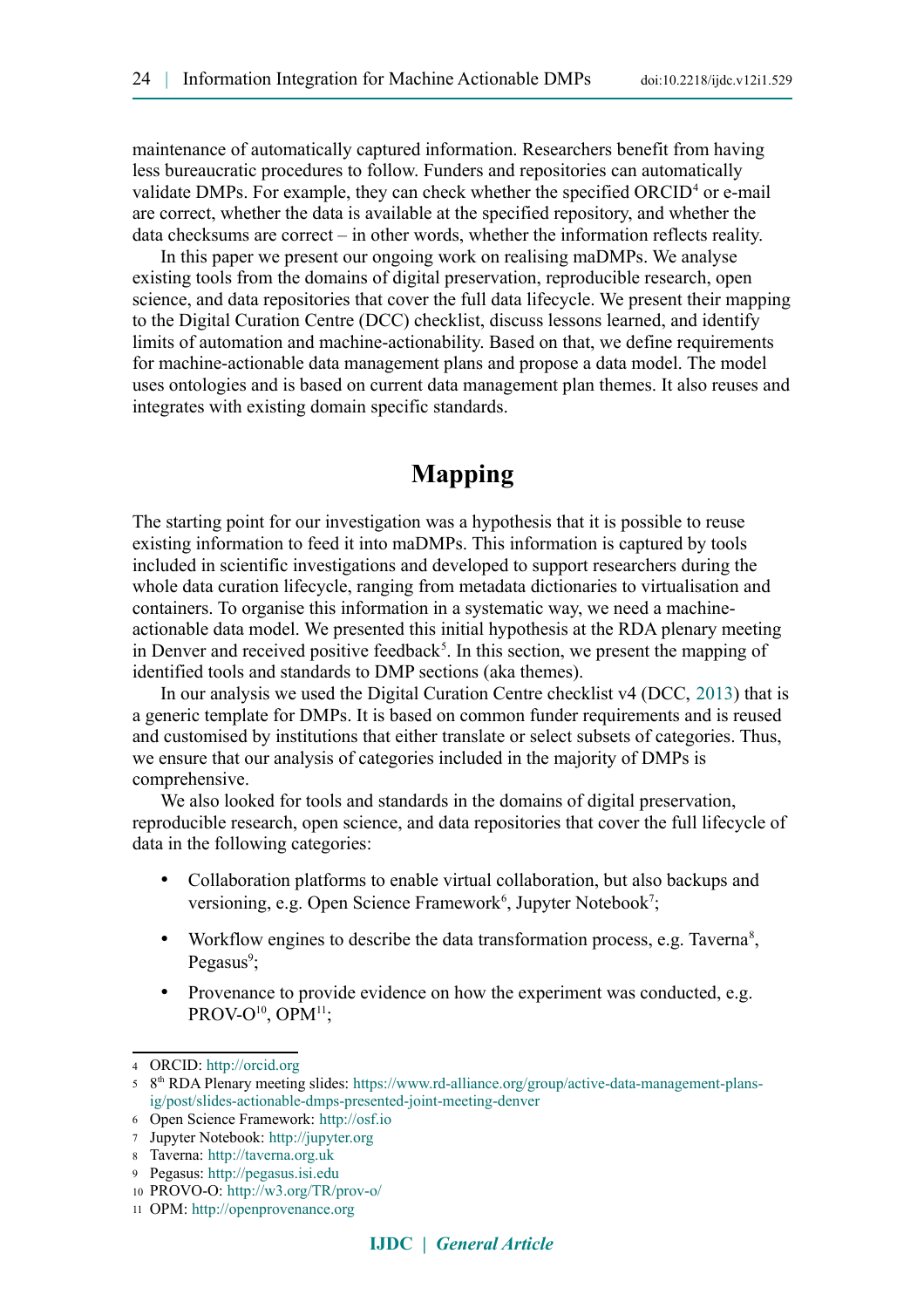maintenance of automatically captured information. Researchers benefit from having less bureaucratic procedures to follow. Funders and repositories can automatically validate DMPs. For example, they can check whether the specified ORCID[4] or e-mail are correct, whether the data is available at the specified repository, and whether the data checksums are correct – in other words, whether the information reflects reality.

In this paper we present our ongoing work on realising maDMPs. We analyse existing tools from the domains of digital preservation, reproducible research, open science, and data repositories that cover the full data lifecycle. We present their mapping to the Digital Curation Centre (DCC) checklist, discuss lessons learned, and identify limits of automation and machine-actionability. Based on that, we define requirements for machine-actionable data management plans and propose a data model. The model uses ontologies and is based on current data management plan themes. It also reuses and integrates with existing domain specific standards.

## Mapping

The starting point for our investigation was a hypothesis that it is possible to reuse existing information to feed it into maDMPs. This information is captured by tools included in scientific investigations and developed to support researchers during the whole data curation lifecycle, ranging from metadata dictionaries to virtualisation and containers. To organise this information in a systematic way, we need a machine-actionable data model. We presented this initial hypothesis at the RDA plenary meeting in Denver and received positive feedback[5]. In this section, we present the mapping of identified tools and standards to DMP sections (aka themes).

In our analysis we used the Digital Curation Centre checklist v4 (DCC, 2013) that is a generic template for DMPs. It is based on common funder requirements and is reused and customised by institutions that either translate or select subsets of categories. Thus, we ensure that our analysis of categories included in the majority of DMPs is comprehensive.

We also looked for tools and standards in the domains of digital preservation, reproducible research, open science, and data repositories that cover the full lifecycle of data in the following categories:

- Collaboration platforms to enable virtual collaboration, but also backups and versioning, e.g. Open Science Framework[6], Jupyter Notebook[7];
- Workflow engines to describe the data transformation process, e.g. Taverna[8], Pegasus[9];
- Provenance to provide evidence on how the experiment was conducted, e.g. PROV-O[10], OPM[11];

---

4 ORCID: http://orcid.org

5 8th RDA Plenary meeting slides: https://www.rd-alliance.org/group/active-data-management-plans-ig/post/slides-actionable-dmps-presented-joint-meeting-denver

6 Open Science Framework: http://osf.io

7 Jupyter Notebook: http://jupyter.org

8 Taverna: http://taverna.org.uk

9 Pegasus: http://pegasus.isi.edu

10 PROVO-O: http://w3.org/TR/prov-o/

11 OPM: http://openprovenance.org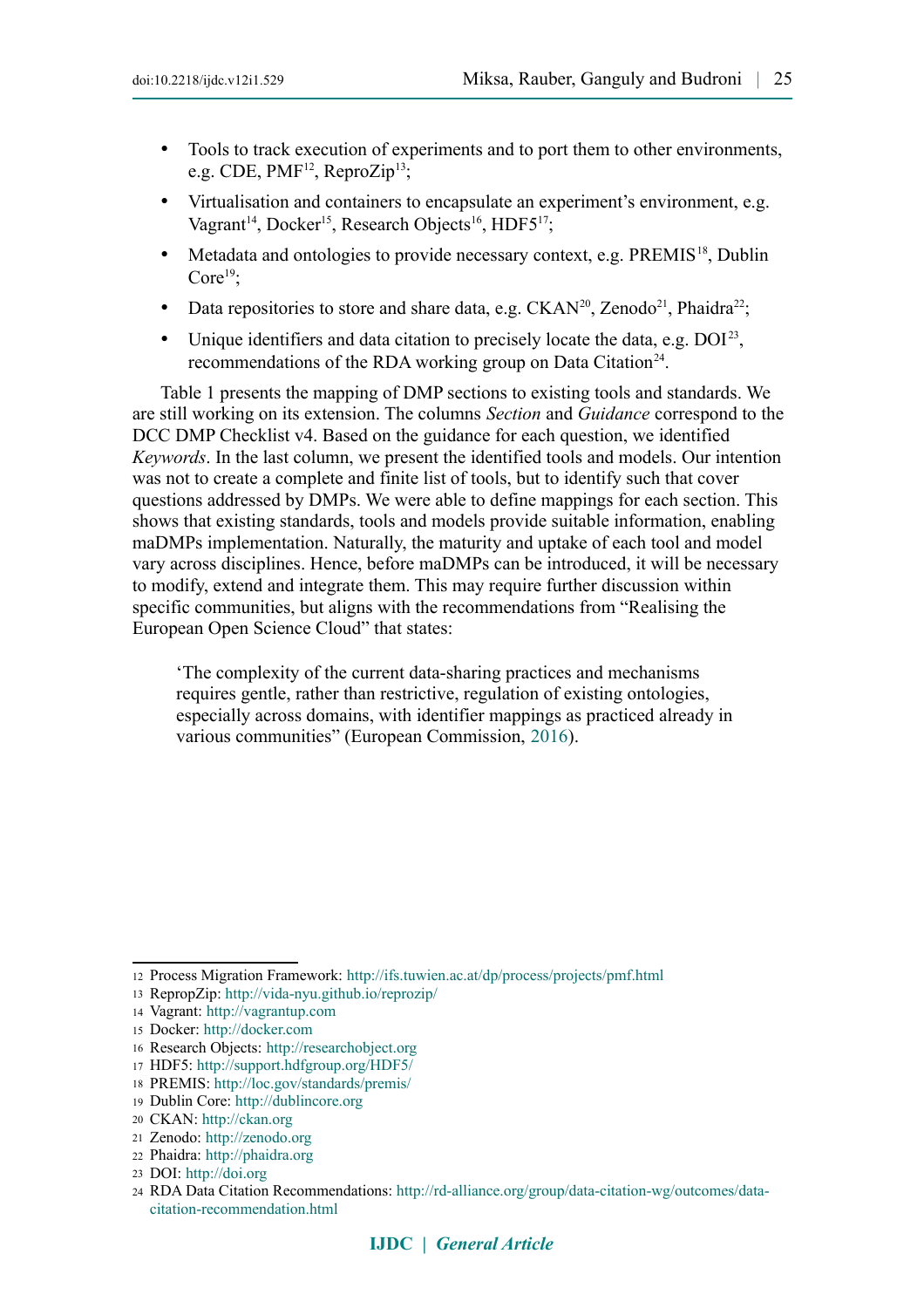- Tools to track execution of experiments and to port them to other environments, e.g. CDE, PMF[12], ReproZip[13];
- Virtualisation and containers to encapsulate an experiment's environment, e.g. Vagrant[14], Docker[15], Research Objects[16], HDF5[17];
- Metadata and ontologies to provide necessary context, e.g. PREMIS[18], Dublin Core[19];
- Data repositories to store and share data, e.g. CKAN[20], Zenodo[21], Phaidra[22];
- Unique identifiers and data citation to precisely locate the data, e.g. DOI[23], recommendations of the RDA working group on Data Citation[24].

Table 1 presents the mapping of DMP sections to existing tools and standards. We are still working on its extension. The columns *Section* and *Guidance* correspond to the DCC DMP Checklist v4. Based on the guidance for each question, we identified *Keywords*. In the last column, we present the identified tools and models. Our intention was not to create a complete and finite list of tools, but to identify such that cover questions addressed by DMPs. We were able to define mappings for each section. This shows that existing standards, tools and models provide suitable information, enabling maDMPs implementation. Naturally, the maturity and uptake of each tool and model vary across disciplines. Hence, before maDMPs can be introduced, it will be necessary to modify, extend and integrate them. This may require further discussion within specific communities, but aligns with the recommendations from "Realising the European Open Science Cloud" that states:

> 'The complexity of the current data-sharing practices and mechanisms requires gentle, rather than restrictive, regulation of existing ontologies, especially across domains, with identifier mappings as practiced already in various communities" (European Commission, 2016).

12 Process Migration Framework: http://ifs.tuwien.ac.at/dp/process/projects/pmf.html
13 ReproZip: http://vida-nyu.github.io/reprozip/
14 Vagrant: http://vagrantup.com
15 Docker: http://docker.com
16 Research Objects: http://researchobject.org
17 HDF5: http://support.hdfgroup.org/HDF5/
18 PREMIS: http://loc.gov/standards/premis/
19 Dublin Core: http://dublincore.org
20 CKAN: http://ckan.org
21 Zenodo: http://zenodo.org
22 Phaidra: http://phaidra.org
23 DOI: http://doi.org
24 RDA Data Citation Recommendations: http://rd-alliance.org/group/data-citation-wg/outcomes/data-citation-recommendation.html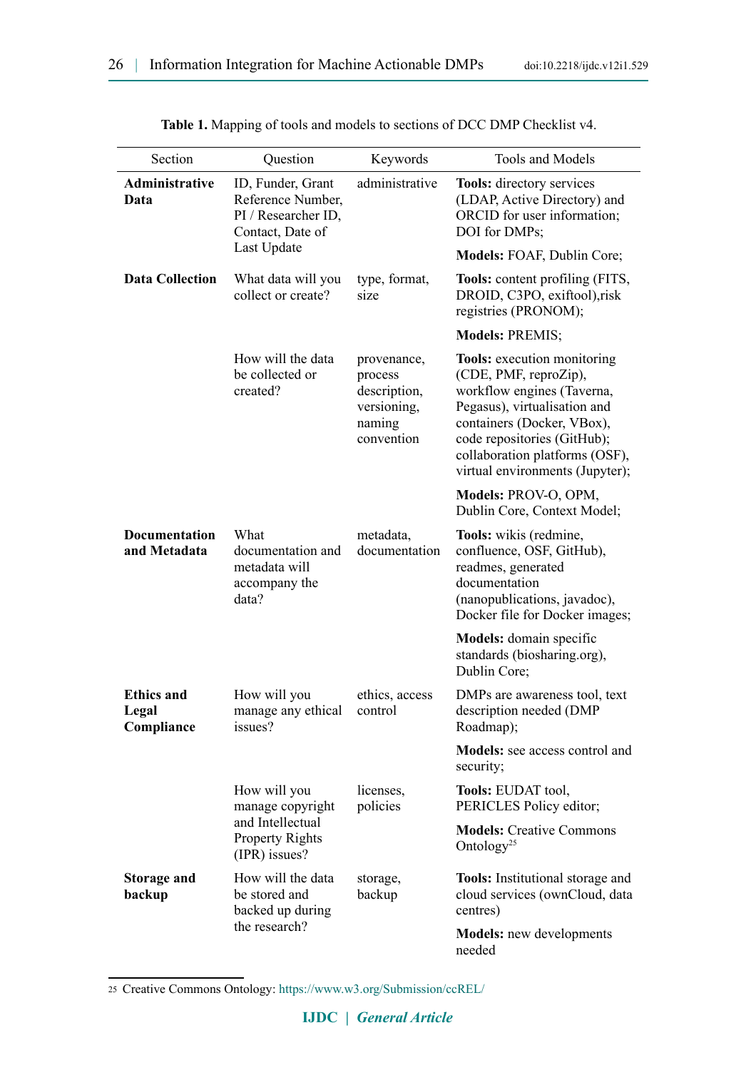**Table 1.** Mapping of tools and models to sections of DCC DMP Checklist v4.

| Section | Question | Keywords | Tools and Models |
|---|---|---|---|
| **Administrative Data** | ID, Funder, Grant Reference Number, PI / Researcher ID, Contact, Date of Last Update | administrative | **Tools:** directory services (LDAP, Active Directory) and ORCID for user information; DOI for DMPs; |
| | | | **Models:** FOAF, Dublin Core; |
| **Data Collection** | What data will you collect or create? | type, format, size | **Tools:** content profiling (FITS, DROID, C3PO, exiftool),risk registries (PRONOM); |
| | | | **Models:** PREMIS; |
| | How will the data be collected or created? | provenance, process description, versioning, naming convention | **Tools:** execution monitoring (CDE, PMF, reproZip), workflow engines (Taverna, Pegasus), virtualisation and containers (Docker, VBox), code repositories (GitHub); collaboration platforms (OSF), virtual environments (Jupyter); |
| | | | **Models:** PROV-O, OPM, Dublin Core, Context Model; |
| **Documentation and Metadata** | What documentation and metadata will accompany the data? | metadata, documentation | **Tools:** wikis (redmine, confluence, OSF, GitHub), readmes, generated documentation (nanopublications, javadoc), Docker file for Docker images; |
| | | | **Models:** domain specific standards (biosharing.org), Dublin Core; |
| **Ethics and Legal Compliance** | How will you manage any ethical issues? | ethics, access control | DMPs are awareness tool, text description needed (DMP Roadmap); |
| | | | **Models:** see access control and security; |
| | How will you manage copyright and Intellectual Property Rights (IPR) issues? | licenses, policies | **Tools:** EUDAT tool, PERICLES Policy editor; |
| | | | **Models:** Creative Commons Ontology[25] |
| **Storage and backup** | How will the data be stored and backed up during the research? | storage, backup | **Tools:** Institutional storage and cloud services (ownCloud, data centres) |
| | | | **Models:** new developments needed |

[25] Creative Commons Ontology: https://www.w3.org/Submission/ccREL/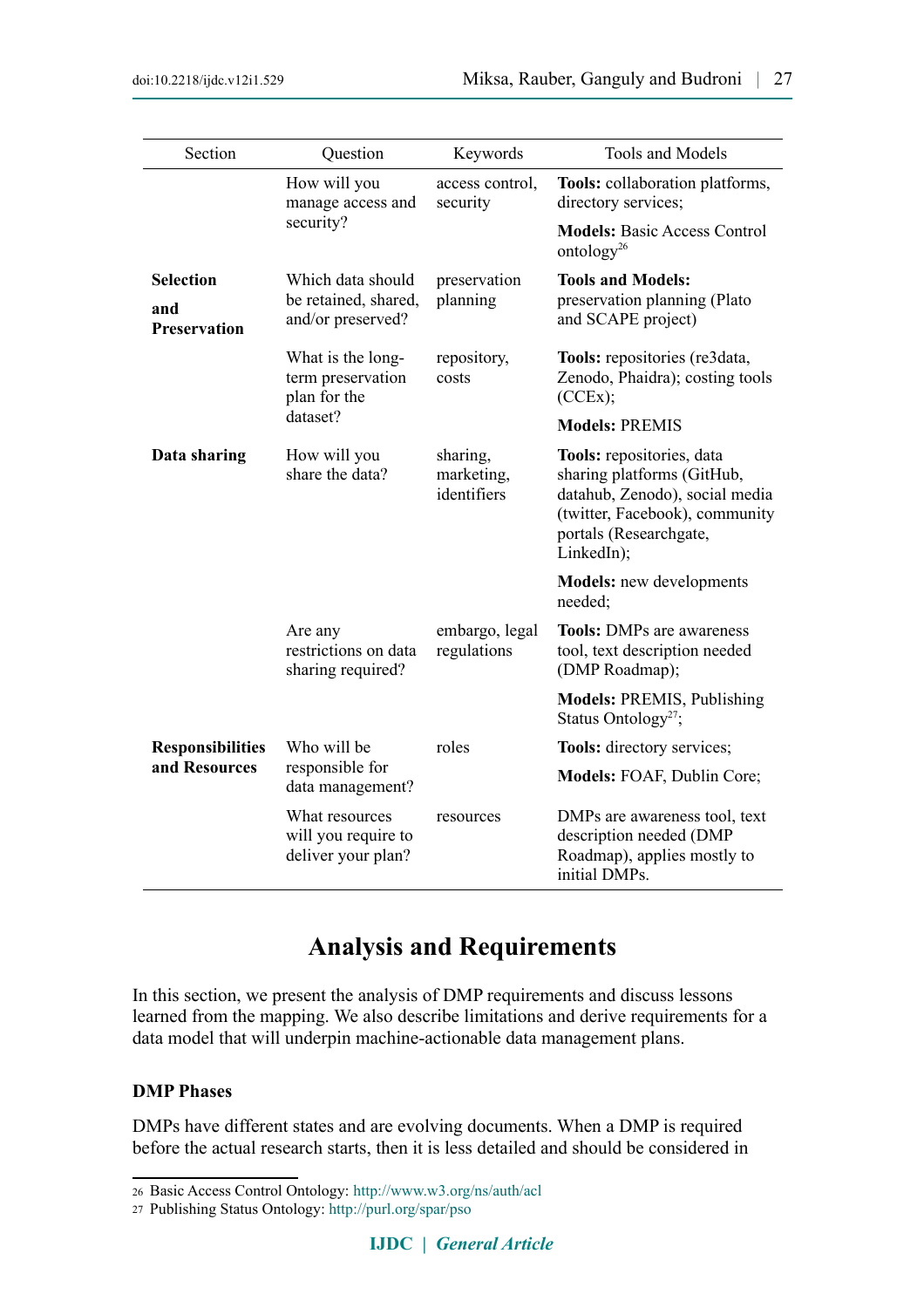| Section | Question | Keywords | Tools and Models |
|---|---|---|---|
| | How will you manage access and security? | access control, security | **Tools:** collaboration platforms, directory services; |
| | | | **Models:** Basic Access Control ontology[26] |
| **Selection and Preservation** | Which data should be retained, shared, and/or preserved? | preservation planning | **Tools and Models:** preservation planning (Plato and SCAPE project) |
| | What is the long-term preservation plan for the dataset? | repository, costs | **Tools:** repositories (re3data, Zenodo, Phaidra); costing tools (CCEx); |
| | | | **Models:** PREMIS |
| **Data sharing** | How will you share the data? | sharing, marketing, identifiers | **Tools:** repositories, data sharing platforms (GitHub, datahub, Zenodo), social media (twitter, Facebook), community portals (Researchgate, LinkedIn); |
| | | | **Models:** new developments needed; |
| | Are any restrictions on data sharing required? | embargo, legal regulations | **Tools:** DMPs are awareness tool, text description needed (DMP Roadmap); |
| | | | **Models:** PREMIS, Publishing Status Ontology[27]; |
| **Responsibilities and Resources** | Who will be responsible for data management? | roles | **Tools:** directory services; |
| | | | **Models:** FOAF, Dublin Core; |
| | What resources will you require to deliver your plan? | resources | DMPs are awareness tool, text description needed (DMP Roadmap), applies mostly to initial DMPs. |

# Analysis and Requirements

In this section, we present the analysis of DMP requirements and discuss lessons learned from the mapping. We also describe limitations and derive requirements for a data model that will underpin machine-actionable data management plans.

### DMP Phases

DMPs have different states and are evolving documents. When a DMP is required before the actual research starts, then it is less detailed and should be considered in

26 Basic Access Control Ontology: http://www.w3.org/ns/auth/acl

27 Publishing Status Ontology: http://purl.org/spar/pso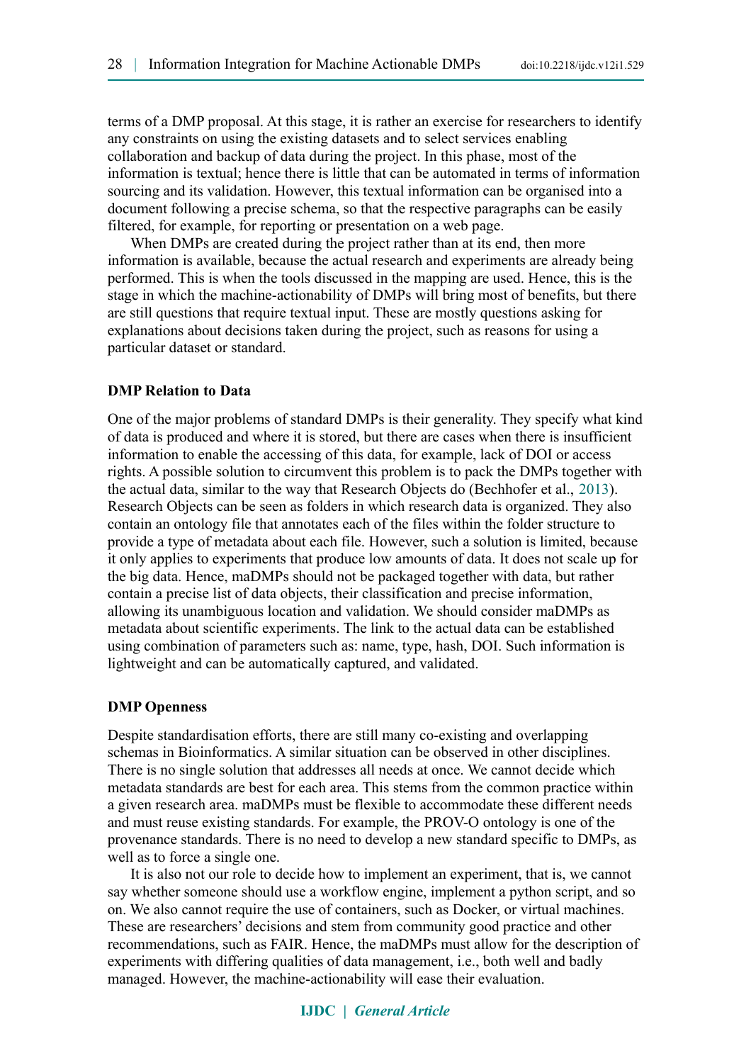terms of a DMP proposal. At this stage, it is rather an exercise for researchers to identify any constraints on using the existing datasets and to select services enabling collaboration and backup of data during the project. In this phase, most of the information is textual; hence there is little that can be automated in terms of information sourcing and its validation. However, this textual information can be organised into a document following a precise schema, so that the respective paragraphs can be easily filtered, for example, for reporting or presentation on a web page.

When DMPs are created during the project rather than at its end, then more information is available, because the actual research and experiments are already being performed. This is when the tools discussed in the mapping are used. Hence, this is the stage in which the machine-actionability of DMPs will bring most of benefits, but there are still questions that require textual input. These are mostly questions asking for explanations about decisions taken during the project, such as reasons for using a particular dataset or standard.

### DMP Relation to Data

One of the major problems of standard DMPs is their generality. They specify what kind of data is produced and where it is stored, but there are cases when there is insufficient information to enable the accessing of this data, for example, lack of DOI or access rights. A possible solution to circumvent this problem is to pack the DMPs together with the actual data, similar to the way that Research Objects do (Bechhofer et al., 2013). Research Objects can be seen as folders in which research data is organized. They also contain an ontology file that annotates each of the files within the folder structure to provide a type of metadata about each file. However, such a solution is limited, because it only applies to experiments that produce low amounts of data. It does not scale up for the big data. Hence, maDMPs should not be packaged together with data, but rather contain a precise list of data objects, their classification and precise information, allowing its unambiguous location and validation. We should consider maDMPs as metadata about scientific experiments. The link to the actual data can be established using combination of parameters such as: name, type, hash, DOI. Such information is lightweight and can be automatically captured, and validated.

### DMP Openness

Despite standardisation efforts, there are still many co-existing and overlapping schemas in Bioinformatics. A similar situation can be observed in other disciplines. There is no single solution that addresses all needs at once. We cannot decide which metadata standards are best for each area. This stems from the common practice within a given research area. maDMPs must be flexible to accommodate these different needs and must reuse existing standards. For example, the PROV-O ontology is one of the provenance standards. There is no need to develop a new standard specific to DMPs, as well as to force a single one.

It is also not our role to decide how to implement an experiment, that is, we cannot say whether someone should use a workflow engine, implement a python script, and so on. We also cannot require the use of containers, such as Docker, or virtual machines. These are researchers' decisions and stem from community good practice and other recommendations, such as FAIR. Hence, the maDMPs must allow for the description of experiments with differing qualities of data management, i.e., both well and badly managed. However, the machine-actionability will ease their evaluation.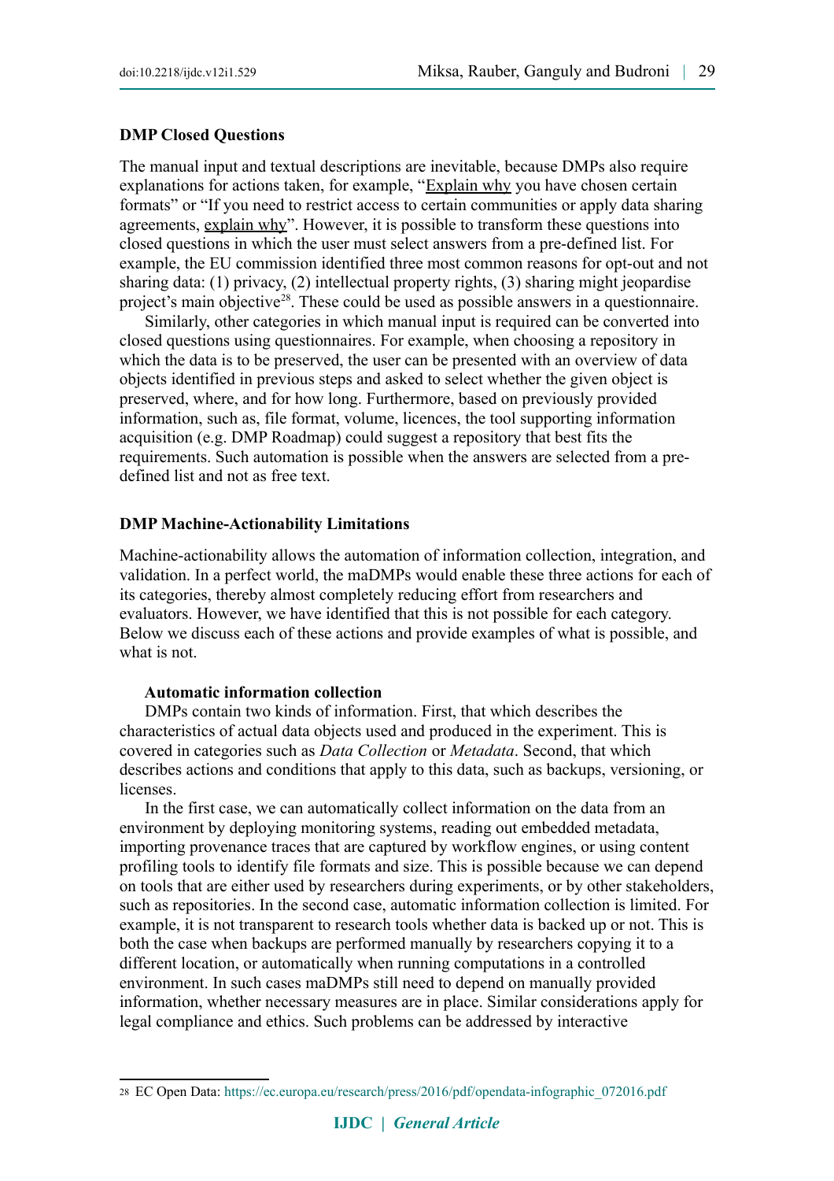### DMP Closed Questions

The manual input and textual descriptions are inevitable, because DMPs also require explanations for actions taken, for example, "Explain why you have chosen certain formats" or "If you need to restrict access to certain communities or apply data sharing agreements, explain why". However, it is possible to transform these questions into closed questions in which the user must select answers from a pre-defined list. For example, the EU commission identified three most common reasons for opt-out and not sharing data: (1) privacy, (2) intellectual property rights, (3) sharing might jeopardise project's main objective[28]. These could be used as possible answers in a questionnaire.

Similarly, other categories in which manual input is required can be converted into closed questions using questionnaires. For example, when choosing a repository in which the data is to be preserved, the user can be presented with an overview of data objects identified in previous steps and asked to select whether the given object is preserved, where, and for how long. Furthermore, based on previously provided information, such as, file format, volume, licences, the tool supporting information acquisition (e.g. DMP Roadmap) could suggest a repository that best fits the requirements. Such automation is possible when the answers are selected from a pre-defined list and not as free text.

### DMP Machine-Actionability Limitations

Machine-actionability allows the automation of information collection, integration, and validation. In a perfect world, the maDMPs would enable these three actions for each of its categories, thereby almost completely reducing effort from researchers and evaluators. However, we have identified that this is not possible for each category. Below we discuss each of these actions and provide examples of what is possible, and what is not.

#### Automatic information collection

DMPs contain two kinds of information. First, that which describes the characteristics of actual data objects used and produced in the experiment. This is covered in categories such as *Data Collection* or *Metadata*. Second, that which describes actions and conditions that apply to this data, such as backups, versioning, or licenses.

In the first case, we can automatically collect information on the data from an environment by deploying monitoring systems, reading out embedded metadata, importing provenance traces that are captured by workflow engines, or using content profiling tools to identify file formats and size. This is possible because we can depend on tools that are either used by researchers during experiments, or by other stakeholders, such as repositories. In the second case, automatic information collection is limited. For example, it is not transparent to research tools whether data is backed up or not. This is both the case when backups are performed manually by researchers copying it to a different location, or automatically when running computations in a controlled environment. In such cases maDMPs still need to depend on manually provided information, whether necessary measures are in place. Similar considerations apply for legal compliance and ethics. Such problems can be addressed by interactive

---

[28] EC Open Data: https://ec.europa.eu/research/press/2016/pdf/opendata-infographic_072016.pdf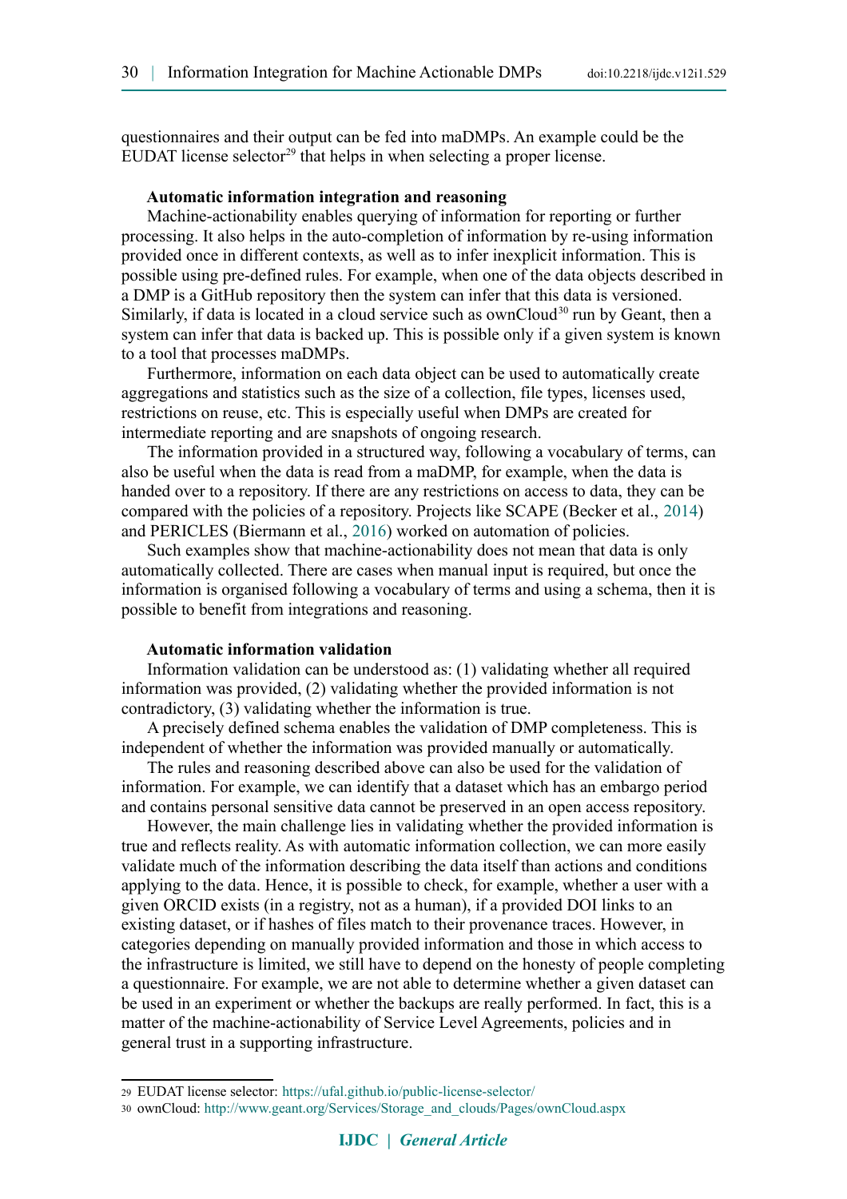questionnaires and their output can be fed into maDMPs. An example could be the EUDAT license selector[29] that helps in when selecting a proper license.

**Automatic information integration and reasoning**

Machine-actionability enables querying of information for reporting or further processing. It also helps in the auto-completion of information by re-using information provided once in different contexts, as well as to infer inexplicit information. This is possible using pre-defined rules. For example, when one of the data objects described in a DMP is a GitHub repository then the system can infer that this data is versioned. Similarly, if data is located in a cloud service such as ownCloud[30] run by Geant, then a system can infer that data is backed up. This is possible only if a given system is known to a tool that processes maDMPs.

Furthermore, information on each data object can be used to automatically create aggregations and statistics such as the size of a collection, file types, licenses used, restrictions on reuse, etc. This is especially useful when DMPs are created for intermediate reporting and are snapshots of ongoing research.

The information provided in a structured way, following a vocabulary of terms, can also be useful when the data is read from a maDMP, for example, when the data is handed over to a repository. If there are any restrictions on access to data, they can be compared with the policies of a repository. Projects like SCAPE (Becker et al., 2014) and PERICLES (Biermann et al., 2016) worked on automation of policies.

Such examples show that machine-actionability does not mean that data is only automatically collected. There are cases when manual input is required, but once the information is organised following a vocabulary of terms and using a schema, then it is possible to benefit from integrations and reasoning.

**Automatic information validation**

Information validation can be understood as: (1) validating whether all required information was provided, (2) validating whether the provided information is not contradictory, (3) validating whether the information is true.

A precisely defined schema enables the validation of DMP completeness. This is independent of whether the information was provided manually or automatically.

The rules and reasoning described above can also be used for the validation of information. For example, we can identify that a dataset which has an embargo period and contains personal sensitive data cannot be preserved in an open access repository.

However, the main challenge lies in validating whether the provided information is true and reflects reality. As with automatic information collection, we can more easily validate much of the information describing the data itself than actions and conditions applying to the data. Hence, it is possible to check, for example, whether a user with a given ORCID exists (in a registry, not as a human), if a provided DOI links to an existing dataset, or if hashes of files match to their provenance traces. However, in categories depending on manually provided information and those in which access to the infrastructure is limited, we still have to depend on the honesty of people completing a questionnaire. For example, we are not able to determine whether a given dataset can be used in an experiment or whether the backups are really performed. In fact, this is a matter of the machine-actionability of Service Level Agreements, policies and in general trust in a supporting infrastructure.

---

29 EUDAT license selector: https://ufal.github.io/public-license-selector/

30 ownCloud: http://www.geant.org/Services/Storage_and_clouds/Pages/ownCloud.aspx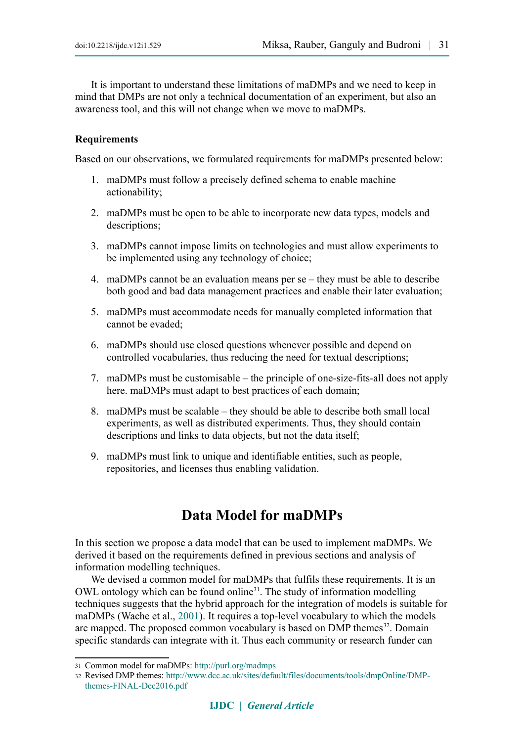It is important to understand these limitations of maDMPs and we need to keep in mind that DMPs are not only a technical documentation of an experiment, but also an awareness tool, and this will not change when we move to maDMPs.

**Requirements**

Based on our observations, we formulated requirements for maDMPs presented below:

1. maDMPs must follow a precisely defined schema to enable machine actionability;
2. maDMPs must be open to be able to incorporate new data types, models and descriptions;
3. maDMPs cannot impose limits on technologies and must allow experiments to be implemented using any technology of choice;
4. maDMPs cannot be an evaluation means per se – they must be able to describe both good and bad data management practices and enable their later evaluation;
5. maDMPs must accommodate needs for manually completed information that cannot be evaded;
6. maDMPs should use closed questions whenever possible and depend on controlled vocabularies, thus reducing the need for textual descriptions;
7. maDMPs must be customisable – the principle of one-size-fits-all does not apply here. maDMPs must adapt to best practices of each domain;
8. maDMPs must be scalable – they should be able to describe both small local experiments, as well as distributed experiments. Thus, they should contain descriptions and links to data objects, but not the data itself;
9. maDMPs must link to unique and identifiable entities, such as people, repositories, and licenses thus enabling validation.

## Data Model for maDMPs

In this section we propose a data model that can be used to implement maDMPs. We derived it based on the requirements defined in previous sections and analysis of information modelling techniques.

We devised a common model for maDMPs that fulfils these requirements. It is an OWL ontology which can be found online[31]. The study of information modelling techniques suggests that the hybrid approach for the integration of models is suitable for maDMPs (Wache et al., 2001). It requires a top-level vocabulary to which the models are mapped. The proposed common vocabulary is based on DMP themes[32]. Domain specific standards can integrate with it. Thus each community or research funder can

---

31 Common model for maDMPs: http://purl.org/madmps

32 Revised DMP themes: http://www.dcc.ac.uk/sites/default/files/documents/tools/dmpOnline/DMP-themes-FINAL-Dec2016.pdf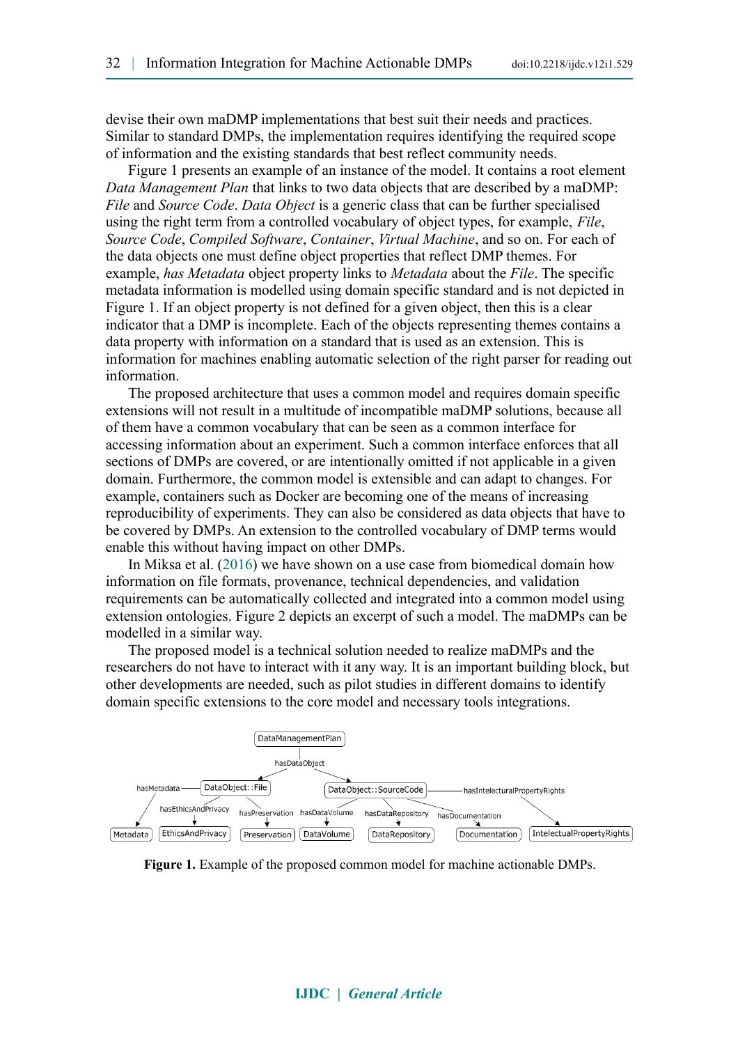devise their own maDMP implementations that best suit their needs and practices. Similar to standard DMPs, the implementation requires identifying the required scope of information and the existing standards that best reflect community needs.

Figure 1 presents an example of an instance of the model. It contains a root element *Data Management Plan* that links to two data objects that are described by a maDMP: *File* and *Source Code*. *Data Object* is a generic class that can be further specialised using the right term from a controlled vocabulary of object types, for example, *File*, *Source Code*, *Compiled Software*, *Container*, *Virtual Machine*, and so on. For each of the data objects one must define object properties that reflect DMP themes. For example, *has Metadata* object property links to *Metadata* about the *File*. The specific metadata information is modelled using domain specific standard and is not depicted in Figure 1. If an object property is not defined for a given object, then this is a clear indicator that a DMP is incomplete. Each of the objects representing themes contains a data property with information on a standard that is used as an extension. This is information for machines enabling automatic selection of the right parser for reading out information.

The proposed architecture that uses a common model and requires domain specific extensions will not result in a multitude of incompatible maDMP solutions, because all of them have a common vocabulary that can be seen as a common interface for accessing information about an experiment. Such a common interface enforces that all sections of DMPs are covered, or are intentionally omitted if not applicable in a given domain. Furthermore, the common model is extensible and can adapt to changes. For example, containers such as Docker are becoming one of the means of increasing reproducibility of experiments. They can also be considered as data objects that have to be covered by DMPs. An extension to the controlled vocabulary of DMP terms would enable this without having impact on other DMPs.

In Miksa et al. (2016) we have shown on a use case from biomedical domain how information on file formats, provenance, technical dependencies, and validation requirements can be automatically collected and integrated into a common model using extension ontologies. Figure 2 depicts an excerpt of such a model. The maDMPs can be modelled in a similar way.

The proposed model is a technical solution needed to realize maDMPs and the researchers do not have to interact with it any way. It is an important building block, but other developments are needed, such as pilot studies in different domains to identify domain specific extensions to the core model and necessary tools integrations.

**Figure 1.** Example of the proposed common model for machine actionable DMPs.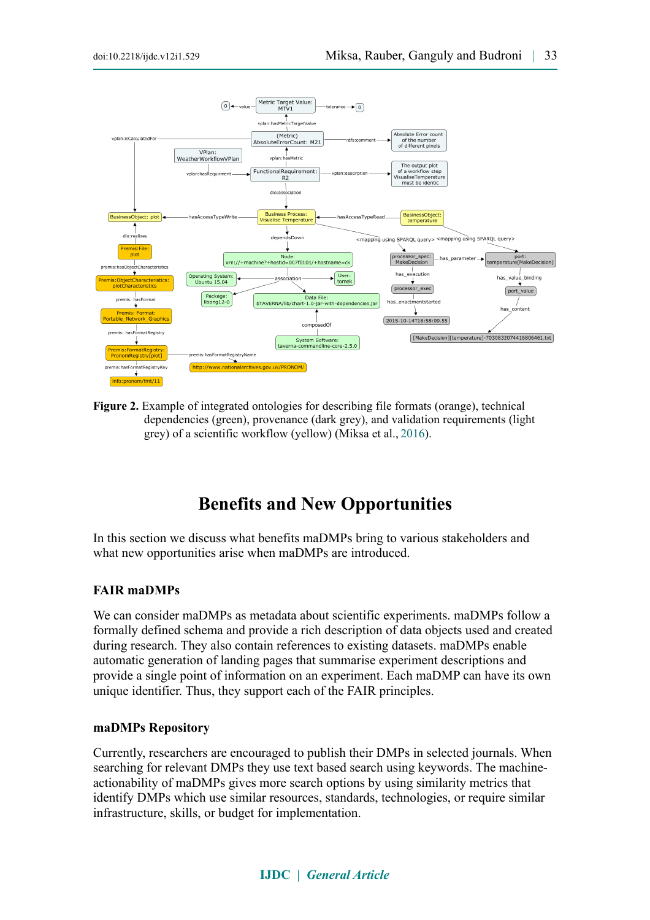**Figure 2.** Example of integrated ontologies for describing file formats (orange), technical dependencies (green), provenance (dark grey), and validation requirements (light grey) of a scientific workflow (yellow) (Miksa et al., 2016).

# Benefits and New Opportunities

In this section we discuss what benefits maDMPs bring to various stakeholders and what new opportunities arise when maDMPs are introduced.

## FAIR maDMPs

We can consider maDMPs as metadata about scientific experiments. maDMPs follow a formally defined schema and provide a rich description of data objects used and created during research. They also contain references to existing datasets. maDMPs enable automatic generation of landing pages that summarise experiment descriptions and provide a single point of information on an experiment. Each maDMP can have its own unique identifier. Thus, they support each of the FAIR principles.

## maDMPs Repository

Currently, researchers are encouraged to publish their DMPs in selected journals. When searching for relevant DMPs they use text based search using keywords. The machine-actionability of maDMPs gives more search options by using similarity metrics that identify DMPs which use similar resources, standards, technologies, or require similar infrastructure, skills, or budget for implementation.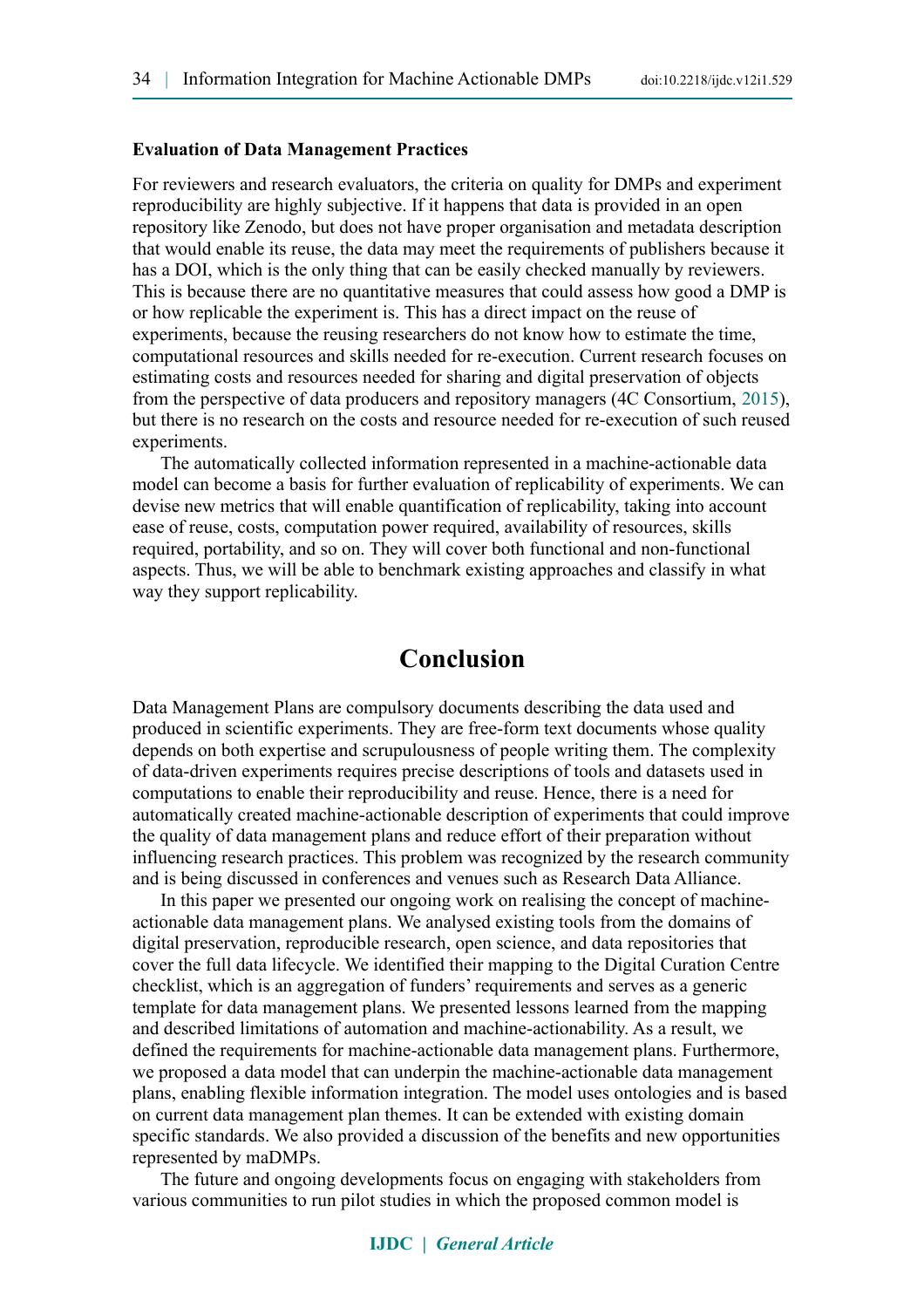### Evaluation of Data Management Practices

For reviewers and research evaluators, the criteria on quality for DMPs and experiment reproducibility are highly subjective. If it happens that data is provided in an open repository like Zenodo, but does not have proper organisation and metadata description that would enable its reuse, the data may meet the requirements of publishers because it has a DOI, which is the only thing that can be easily checked manually by reviewers. This is because there are no quantitative measures that could assess how good a DMP is or how replicable the experiment is. This has a direct impact on the reuse of experiments, because the reusing researchers do not know how to estimate the time, computational resources and skills needed for re-execution. Current research focuses on estimating costs and resources needed for sharing and digital preservation of objects from the perspective of data producers and repository managers (4C Consortium, 2015), but there is no research on the costs and resource needed for re-execution of such reused experiments.

The automatically collected information represented in a machine-actionable data model can become a basis for further evaluation of replicability of experiments. We can devise new metrics that will enable quantification of replicability, taking into account ease of reuse, costs, computation power required, availability of resources, skills required, portability, and so on. They will cover both functional and non-functional aspects. Thus, we will be able to benchmark existing approaches and classify in what way they support replicability.

## Conclusion

Data Management Plans are compulsory documents describing the data used and produced in scientific experiments. They are free-form text documents whose quality depends on both expertise and scrupulousness of people writing them. The complexity of data-driven experiments requires precise descriptions of tools and datasets used in computations to enable their reproducibility and reuse. Hence, there is a need for automatically created machine-actionable description of experiments that could improve the quality of data management plans and reduce effort of their preparation without influencing research practices. This problem was recognized by the research community and is being discussed in conferences and venues such as Research Data Alliance.

In this paper we presented our ongoing work on realising the concept of machine-actionable data management plans. We analysed existing tools from the domains of digital preservation, reproducible research, open science, and data repositories that cover the full data lifecycle. We identified their mapping to the Digital Curation Centre checklist, which is an aggregation of funders' requirements and serves as a generic template for data management plans. We presented lessons learned from the mapping and described limitations of automation and machine-actionability. As a result, we defined the requirements for machine-actionable data management plans. Furthermore, we proposed a data model that can underpin the machine-actionable data management plans, enabling flexible information integration. The model uses ontologies and is based on current data management plan themes. It can be extended with existing domain specific standards. We also provided a discussion of the benefits and new opportunities represented by maDMPs.

The future and ongoing developments focus on engaging with stakeholders from various communities to run pilot studies in which the proposed common model is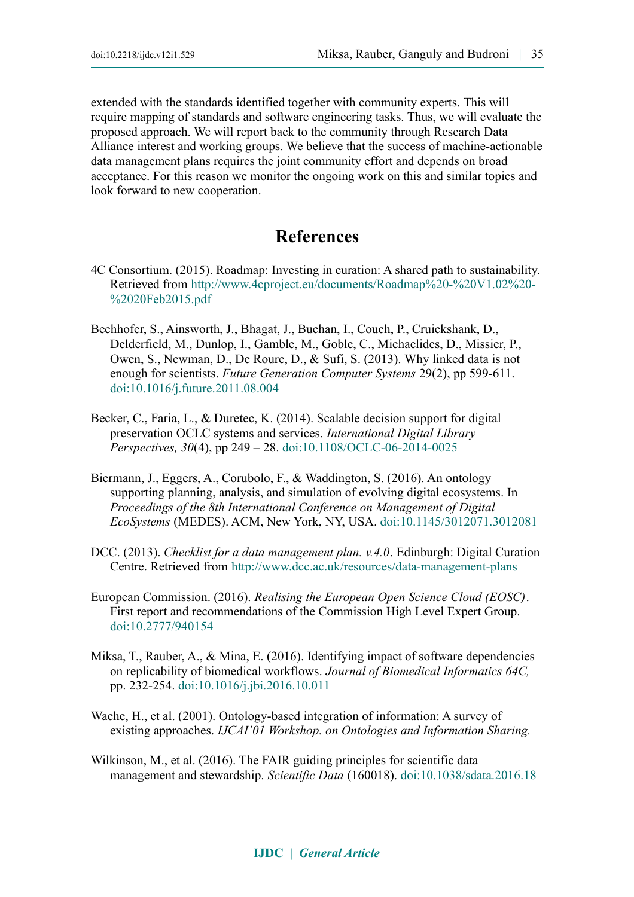extended with the standards identified together with community experts. This will require mapping of standards and software engineering tasks. Thus, we will evaluate the proposed approach. We will report back to the community through Research Data Alliance interest and working groups. We believe that the success of machine-actionable data management plans requires the joint community effort and depends on broad acceptance. For this reason we monitor the ongoing work on this and similar topics and look forward to new cooperation.

# References

4C Consortium. (2015). Roadmap: Investing in curation: A shared path to sustainability. Retrieved from http://www.4cproject.eu/documents/Roadmap%20-%20V1.02%20-%2020Feb2015.pdf

Bechhofer, S., Ainsworth, J., Bhagat, J., Buchan, I., Couch, P., Cruickshank, D., Delderfield, M., Dunlop, I., Gamble, M., Goble, C., Michaelides, D., Missier, P., Owen, S., Newman, D., De Roure, D., & Sufi, S. (2013). Why linked data is not enough for scientists. *Future Generation Computer Systems* 29(2), pp 599-611. doi:10.1016/j.future.2011.08.004

Becker, C., Faria, L., & Duretec, K. (2014). Scalable decision support for digital preservation OCLC systems and services. *International Digital Library Perspectives, 30*(4), pp 249 – 28. doi:10.1108/OCLC-06-2014-0025

Biermann, J., Eggers, A., Corubolo, F., & Waddington, S. (2016). An ontology supporting planning, analysis, and simulation of evolving digital ecosystems. In *Proceedings of the 8th International Conference on Management of Digital EcoSystems* (MEDES). ACM, New York, NY, USA. doi:10.1145/3012071.3012081

DCC. (2013). *Checklist for a data management plan. v.4.0*. Edinburgh: Digital Curation Centre. Retrieved from http://www.dcc.ac.uk/resources/data-management-plans

European Commission. (2016). *Realising the European Open Science Cloud (EOSC)*. First report and recommendations of the Commission High Level Expert Group. doi:10.2777/940154

Miksa, T., Rauber, A., & Mina, E. (2016). Identifying impact of software dependencies on replicability of biomedical workflows. *Journal of Biomedical Informatics 64C,* pp. 232-254. doi:10.1016/j.jbi.2016.10.011

Wache, H., et al. (2001). Ontology-based integration of information: A survey of existing approaches. *IJCAI'01 Workshop. on Ontologies and Information Sharing.*

Wilkinson, M., et al. (2016). The FAIR guiding principles for scientific data management and stewardship. *Scientific Data* (160018). doi:10.1038/sdata.2016.18